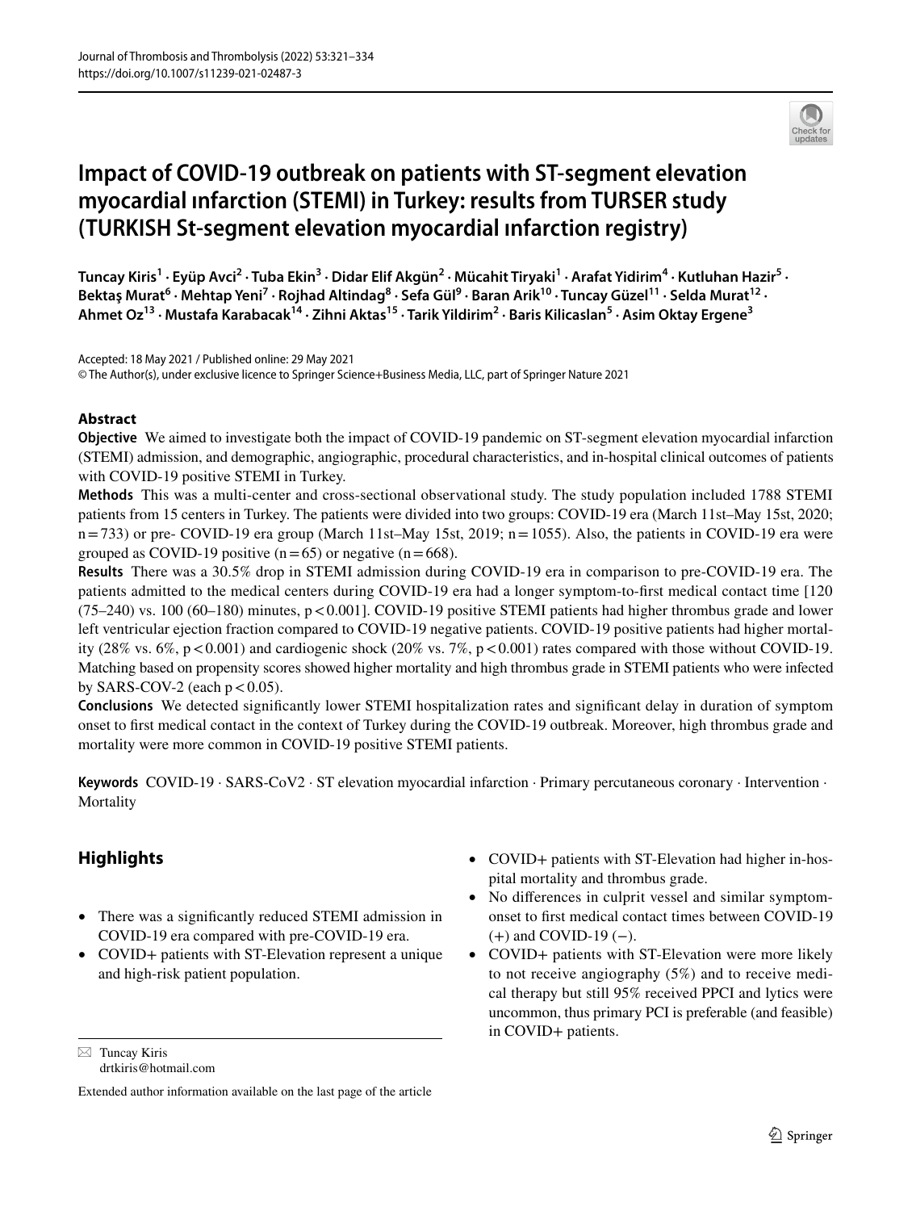# Impact of COVID-19 outbreak on patients with ST-segment elevation myocardial ınfarction (STEMI) in Turkey: results from TURSER study (TURKISH St-segment elevation myocardial ınfarction registry)

Tuncay Kiris[1] · Eyüp Avci[2] · Tuba Ekin[3] · Didar Elif Akgün[2] · Mücahit Tiryaki[1] · Arafat Yidirim[4] · Kutluhan Hazir[5] · Bektaş Murat[6] · Mehtap Yeni[7] · Rojhad Altindag[8] · Sefa Gül[9] · Baran Arik[10] · Tuncay Güzel[11] · Selda Murat[12] · Ahmet Oz[13] · Mustafa Karabacak[14] · Zihni Aktas[15] · Tarik Yildirim[2] · Baris Kilicaslan[5] · Asim Oktay Ergene[3]

Accepted: 18 May 2021 / Published online: 29 May 2021

© The Author(s), under exclusive licence to Springer Science+Business Media, LLC, part of Springer Nature 2021

## Abstract

**Objective** We aimed to investigate both the impact of COVID-19 pandemic on ST-segment elevation myocardial infarction (STEMI) admission, and demographic, angiographic, procedural characteristics, and in-hospital clinical outcomes of patients with COVID-19 positive STEMI in Turkey.

**Methods** This was a multi-center and cross-sectional observational study. The study population included 1788 STEMI patients from 15 centers in Turkey. The patients were divided into two groups: COVID-19 era (March 11st–May 15st, 2020; n = 733) or pre- COVID-19 era group (March 11st–May 15st, 2019; n = 1055). Also, the patients in COVID-19 era were grouped as COVID-19 positive (n = 65) or negative (n = 668).

**Results** There was a 30.5% drop in STEMI admission during COVID-19 era in comparison to pre-COVID-19 era. The patients admitted to the medical centers during COVID-19 era had a longer symptom-to-first medical contact time [120 (75–240) vs. 100 (60–180) minutes, $p < 0.001$]. COVID-19 positive STEMI patients had higher thrombus grade and lower left ventricular ejection fraction compared to COVID-19 negative patients. COVID-19 positive patients had higher mortality (28% vs. 6%, $p < 0.001$) and cardiogenic shock (20% vs. 7%, $p < 0.001$) rates compared with those without COVID-19. Matching based on propensity scores showed higher mortality and high thrombus grade in STEMI patients who were infected by SARS-COV-2 (each $p < 0.05$).

**Conclusions** We detected significantly lower STEMI hospitalization rates and significant delay in duration of symptom onset to first medical contact in the context of Turkey during the COVID-19 outbreak. Moreover, high thrombus grade and mortality were more common in COVID-19 positive STEMI patients.

**Keywords** COVID-19 · SARS-CoV2 · ST elevation myocardial infarction · Primary percutaneous coronary · Intervention · Mortality

## Highlights

- There was a significantly reduced STEMI admission in COVID-19 era compared with pre-COVID-19 era.
- COVID+ patients with ST-Elevation represent a unique and high-risk patient population.
- COVID+ patients with ST-Elevation had higher in-hospital mortality and thrombus grade.
- No differences in culprit vessel and similar symptom-onset to first medical contact times between COVID-19 (+) and COVID-19 (−).
- COVID+ patients with ST-Elevation were more likely to not receive angiography (5%) and to receive medical therapy but still 95% received PPCI and lytics were uncommon, thus primary PCI is preferable (and feasible) in COVID+ patients.

✉ Tuncay Kiris
drtkiris@hotmail.com

Extended author information available on the last page of the article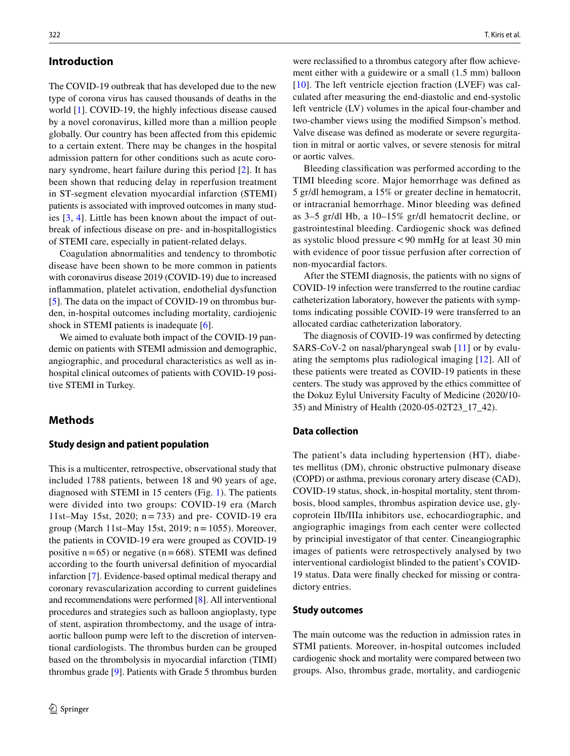## Introduction

The COVID-19 outbreak that has developed due to the new type of corona virus has caused thousands of deaths in the world [1]. COVID-19, the highly infectious disease caused by a novel coronavirus, killed more than a million people globally. Our country has been affected from this epidemic to a certain extent. There may be changes in the hospital admission pattern for other conditions such as acute coronary syndrome, heart failure during this period [2]. It has been shown that reducing delay in reperfusion treatment in ST-segment elevation myocardial infarction (STEMI) patients is associated with improved outcomes in many studies [3, 4]. Little has been known about the impact of outbreak of infectious disease on pre- and in-hospitallogistics of STEMI care, especially in patient-related delays.

Coagulation abnormalities and tendency to thrombotic disease have been shown to be more common in patients with coronavirus disease 2019 (COVID-19) due to increased inflammation, platelet activation, endothelial dysfunction [5]. The data on the impact of COVID-19 on thrombus burden, in-hospital outcomes including mortality, cardiojenic shock in STEMI patients is inadequate [6].

We aimed to evaluate both impact of the COVID-19 pandemic on patients with STEMI admission and demographic, angiographic, and procedural characteristics as well as in-hospital clinical outcomes of patients with COVID-19 positive STEMI in Turkey.

## Methods

### Study design and patient population

This is a multicenter, retrospective, observational study that included 1788 patients, between 18 and 90 years of age, diagnosed with STEMI in 15 centers (Fig. 1). The patients were divided into two groups: COVID-19 era (March 11st–May 15st, 2020; n = 733) and pre- COVID-19 era group (March 11st–May 15st, 2019; n = 1055). Moreover, the patients in COVID-19 era were grouped as COVID-19 positive n = 65) or negative (n = 668). STEMI was defined according to the fourth universal definition of myocardial infarction [7]. Evidence-based optimal medical therapy and coronary revascularization according to current guidelines and recommendations were performed [8]. All interventional procedures and strategies such as balloon angioplasty, type of stent, aspiration thrombectomy, and the usage of intra-aortic balloon pump were left to the discretion of interventional cardiologists. The thrombus burden can be grouped based on the thrombolysis in myocardial infarction (TIMI) thrombus grade [9]. Patients with Grade 5 thrombus burden were reclassified to a thrombus category after flow achievement either with a guidewire or a small (1.5 mm) balloon [10]. The left ventricle ejection fraction (LVEF) was calculated after measuring the end-diastolic and end-systolic left ventricle (LV) volumes in the apical four-chamber and two-chamber views using the modified Simpson's method. Valve disease was defined as moderate or severe regurgitation in mitral or aortic valves, or severe stenosis for mitral or aortic valves.

Bleeding classification was performed according to the TIMI bleeding score. Major hemorrhage was defined as 5 gr/dl hemogram, a 15% or greater decline in hematocrit, or intracranial hemorrhage. Minor bleeding was defined as 3–5 gr/dl Hb, a 10–15% gr/dl hematocrit decline, or gastrointestinal bleeding. Cardiogenic shock was defined as systolic blood pressure < 90 mmHg for at least 30 min with evidence of poor tissue perfusion after correction of non-myocardial factors.

After the STEMI diagnosis, the patients with no signs of COVID-19 infection were transferred to the routine cardiac catheterization laboratory, however the patients with symptoms indicating possible COVID-19 were transferred to an allocated cardiac catheterization laboratory.

The diagnosis of COVID-19 was confirmed by detecting SARS-CoV-2 on nasal/pharyngeal swab [11] or by evaluating the semptoms plus radiological imaging [12]. All of these patients were treated as COVID-19 patients in these centers. The study was approved by the ethics committee of the Dokuz Eylul University Faculty of Medicine (2020/10-35) and Ministry of Health (2020-05-02T23_17_42).

### Data collection

The patient's data including hypertension (HT), diabetes mellitus (DM), chronic obstructive pulmonary disease (COPD) or asthma, previous coronary artery disease (CAD), COVID-19 status, shock, in-hospital mortality, stent thrombosis, blood samples, thrombus aspiration device use, glycoprotein IIb/IIIa inhibitors use, echocardiographic, and angiographic imagings from each center were collected by principial investigator of that center. Cineangiographic images of patients were retrospectively analysed by two interventional cardiologist blinded to the patient's COVID-19 status. Data were finally checked for missing or contradictory entries.

### Study outcomes

The main outcome was the reduction in admission rates in STMI patients. Moreover, in-hospital outcomes included cardiogenic shock and mortality were compared between two groups. Also, thrombus grade, mortality, and cardiogenic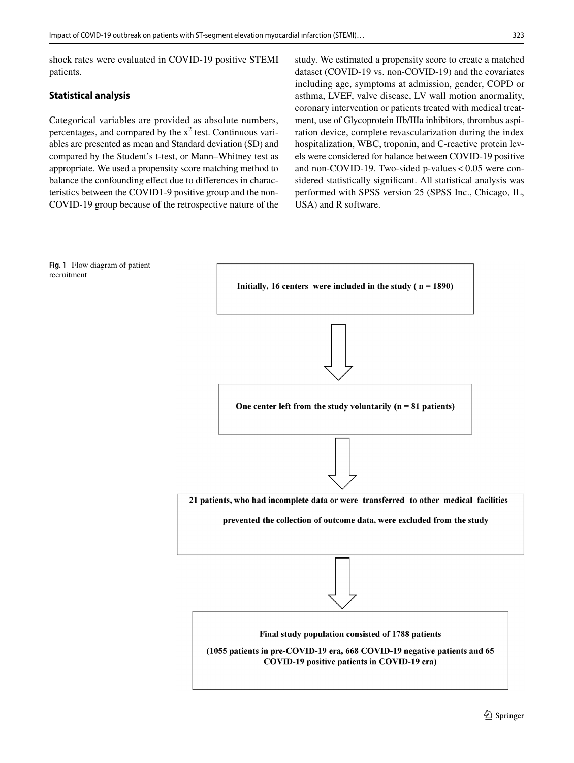shock rates were evaluated in COVID-19 positive STEMI patients.

## Statistical analysis

Categorical variables are provided as absolute numbers, percentages, and compared by the $x^2$ test. Continuous variables are presented as mean and Standard deviation (SD) and compared by the Student's t-test, or Mann–Whitney test as appropriate. We used a propensity score matching method to balance the confounding effect due to differences in characteristics between the COVID1-9 positive group and the non-COVID-19 group because of the retrospective nature of the study. We estimated a propensity score to create a matched dataset (COVID-19 vs. non-COVID-19) and the covariates including age, symptoms at admission, gender, COPD or asthma, LVEF, valve disease, LV wall motion anormality, coronary intervention or patients treated with medical treatment, use of Glycoprotein IIb/IIIa inhibitors, thrombus aspiration device, complete revascularization during the index hospitalization, WBC, troponin, and C-reactive protein levels were considered for balance between COVID-19 positive and non-COVID-19. Two-sided p-values $< 0.05$ were considered statistically significant. All statistical analysis was performed with SPSS version 25 (SPSS Inc., Chicago, IL, USA) and R software.

**Initially, 16 centers were included in the study ( n = 1890)**

↓

**One center left from the study voluntarily (n = 81 patients)**

↓

**21 patients, who had incomplete data or were transferred to other medical facilities prevented the collection of outcome data, were excluded from the study**

↓

**Final study population consisted of 1788 patients**

**(1055 patients in pre-COVID-19 era, 668 COVID-19 negative patients and 65 COVID-19 positive patients in COVID-19 era)**

**Fig. 1** Flow diagram of patient recruitment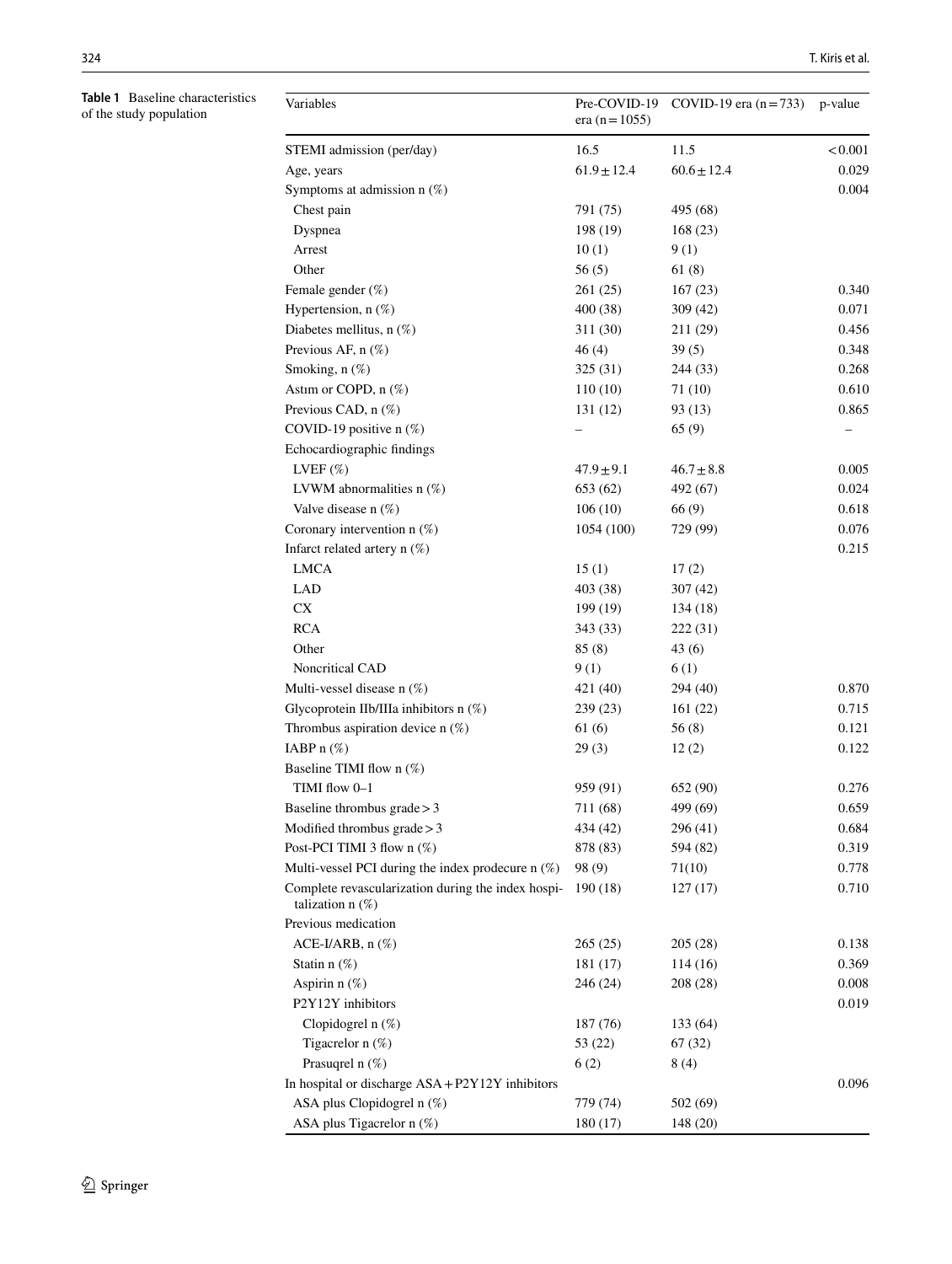**Table 1** Baseline characteristics of the study population

| Variables | Pre-COVID-19 era (n = 1055) | COVID-19 era (n = 733) | p-value |
|---|---|---|---|
| STEMI admission (per/day) | 16.5 | 11.5 | < 0.001 |
| Age, years | 61.9 ± 12.4 | 60.6 ± 12.4 | 0.029 |
| Symptoms at admission n (%) | | | 0.004 |
| Chest pain | 791 (75) | 495 (68) | |
| Dyspnea | 198 (19) | 168 (23) | |
| Arrest | 10 (1) | 9 (1) | |
| Other | 56 (5) | 61 (8) | |
| Female gender (%) | 261 (25) | 167 (23) | 0.340 |
| Hypertension, n (%) | 400 (38) | 309 (42) | 0.071 |
| Diabetes mellitus, n (%) | 311 (30) | 211 (29) | 0.456 |
| Previous AF, n (%) | 46 (4) | 39 (5) | 0.348 |
| Smoking, n (%) | 325 (31) | 244 (33) | 0.268 |
| Astım or COPD, n (%) | 110 (10) | 71 (10) | 0.610 |
| Previous CAD, n (%) | 131 (12) | 93 (13) | 0.865 |
| COVID-19 positive n (%) | – | 65 (9) | – |
| Echocardiographic findings | | | |
| LVEF (%) | 47.9 ± 9.1 | 46.7 ± 8.8 | 0.005 |
| LVWM abnormalities n (%) | 653 (62) | 492 (67) | 0.024 |
| Valve disease n (%) | 106 (10) | 66 (9) | 0.618 |
| Coronary intervention n (%) | 1054 (100) | 729 (99) | 0.076 |
| Infarct related artery n (%) | | | 0.215 |
| LMCA | 15 (1) | 17 (2) | |
| LAD | 403 (38) | 307 (42) | |
| CX | 199 (19) | 134 (18) | |
| RCA | 343 (33) | 222 (31) | |
| Other | 85 (8) | 43 (6) | |
| Noncritical CAD | 9 (1) | 6 (1) | |
| Multi-vessel disease n (%) | 421 (40) | 294 (40) | 0.870 |
| Glycoprotein IIb/IIIa inhibitors n (%) | 239 (23) | 161 (22) | 0.715 |
| Thrombus aspiration device n (%) | 61 (6) | 56 (8) | 0.121 |
| IABP n (%) | 29 (3) | 12 (2) | 0.122 |
| Baseline TIMI flow n (%) | | | |
| TIMI flow 0–1 | 959 (91) | 652 (90) | 0.276 |
| Baseline thrombus grade > 3 | 711 (68) | 499 (69) | 0.659 |
| Modified thrombus grade > 3 | 434 (42) | 296 (41) | 0.684 |
| Post-PCI TIMI 3 flow n (%) | 878 (83) | 594 (82) | 0.319 |
| Multi-vessel PCI during the index prodecure n (%) | 98 (9) | 71(10) | 0.778 |
| Complete revascularization during the index hospitalization n (%) | 190 (18) | 127 (17) | 0.710 |
| Previous medication | | | |
| ACE-I/ARB, n (%) | 265 (25) | 205 (28) | 0.138 |
| Statin n (%) | 181 (17) | 114 (16) | 0.369 |
| Aspirin n (%) | 246 (24) | 208 (28) | 0.008 |
| P2Y12Y inhibitors | | | 0.019 |
| Clopidogrel n (%) | 187 (76) | 133 (64) | |
| Tigacrelor n (%) | 53 (22) | 67 (32) | |
| Prasuqrel n (%) | 6 (2) | 8 (4) | |
| In hospital or discharge ASA + P2Y12Y inhibitors | | | 0.096 |
| ASA plus Clopidogrel n (%) | 779 (74) | 502 (69) | |
| ASA plus Tigacrelor n (%) | 180 (17) | 148 (20) | |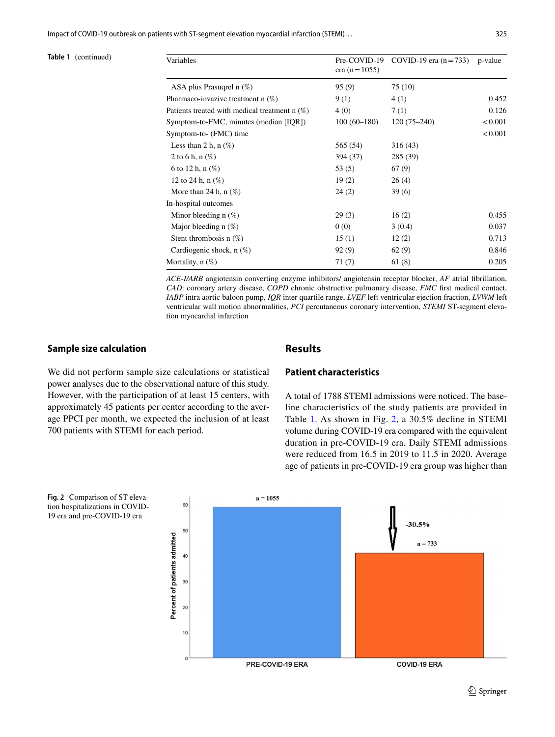**Table 1** (continued)

| Variables | Pre-COVID-19 era (n = 1055) | COVID-19 era (n = 733) | p-value |
|---|---|---|---|
| ASA plus Prasuqrel n (%) | 95 (9) | 75 (10) | |
| Pharmaco-invazive treatment n (%) | 9 (1) | 4 (1) | 0.452 |
| Patients treated with medical treatment n (%) | 4 (0) | 7 (1) | 0.126 |
| Symptom-to-FMC, minutes (median [IQR]) | 100 (60–180) | 120 (75–240) | < 0.001 |
| Symptom-to- (FMC) time | | | < 0.001 |
| Less than 2 h, n (%) | 565 (54) | 316 (43) | |
| 2 to 6 h, n (%) | 394 (37) | 285 (39) | |
| 6 to 12 h, n (%) | 53 (5) | 67 (9) | |
| 12 to 24 h, n (%) | 19 (2) | 26 (4) | |
| More than 24 h, n (%) | 24 (2) | 39 (6) | |
| In-hospital outcomes | | | |
| Minor bleeding n (%) | 29 (3) | 16 (2) | 0.455 |
| Major bleeding n (%) | 0 (0) | 3 (0.4) | 0.037 |
| Stent thrombosis n (%) | 15 (1) | 12 (2) | 0.713 |
| Cardiogenic shock, n (%) | 92 (9) | 62 (9) | 0.846 |
| Mortality, n (%) | 71 (7) | 61 (8) | 0.205 |

*ACE-I/ARB* angiotensin converting enzyme inhibitors/ angiotensin receptor blocker, *AF* atrial fibrillation, *CAD*: coronary artery disease, *COPD* chronic obstructive pulmonary disease, *FMC* first medical contact, *IABP* intra aortic baloon pump, *IQR* inter quartile range, *LVEF* left ventricular ejection fraction, *LVWM* left ventricular wall motion abnormalities, *PCI* percutaneous coronary intervention, *STEMI* ST-segment elevation myocardial infarction

### Sample size calculation

We did not perform sample size calculations or statistical power analyses due to the observational nature of this study. However, with the participation of at least 15 centers, with approximately 45 patients per center according to the average PPCI per month, we expected the inclusion of at least 700 patients with STEMI for each period.

## Results

### Patient characteristics

A total of 1788 STEMI admissions were noticed. The baseline characteristics of the study patients are provided in Table 1. As shown in Fig. 2, a 30.5% decline in STEMI volume during COVID-19 era compared with the equivalent duration in pre-COVID-19 era. Daily STEMI admissions were reduced from 16.5 in 2019 to 11.5 in 2020. Average age of patients in pre-COVID-19 era group was higher than

**Fig. 2** Comparison of ST elevation hospitalizations in COVID-19 era and pre-COVID-19 era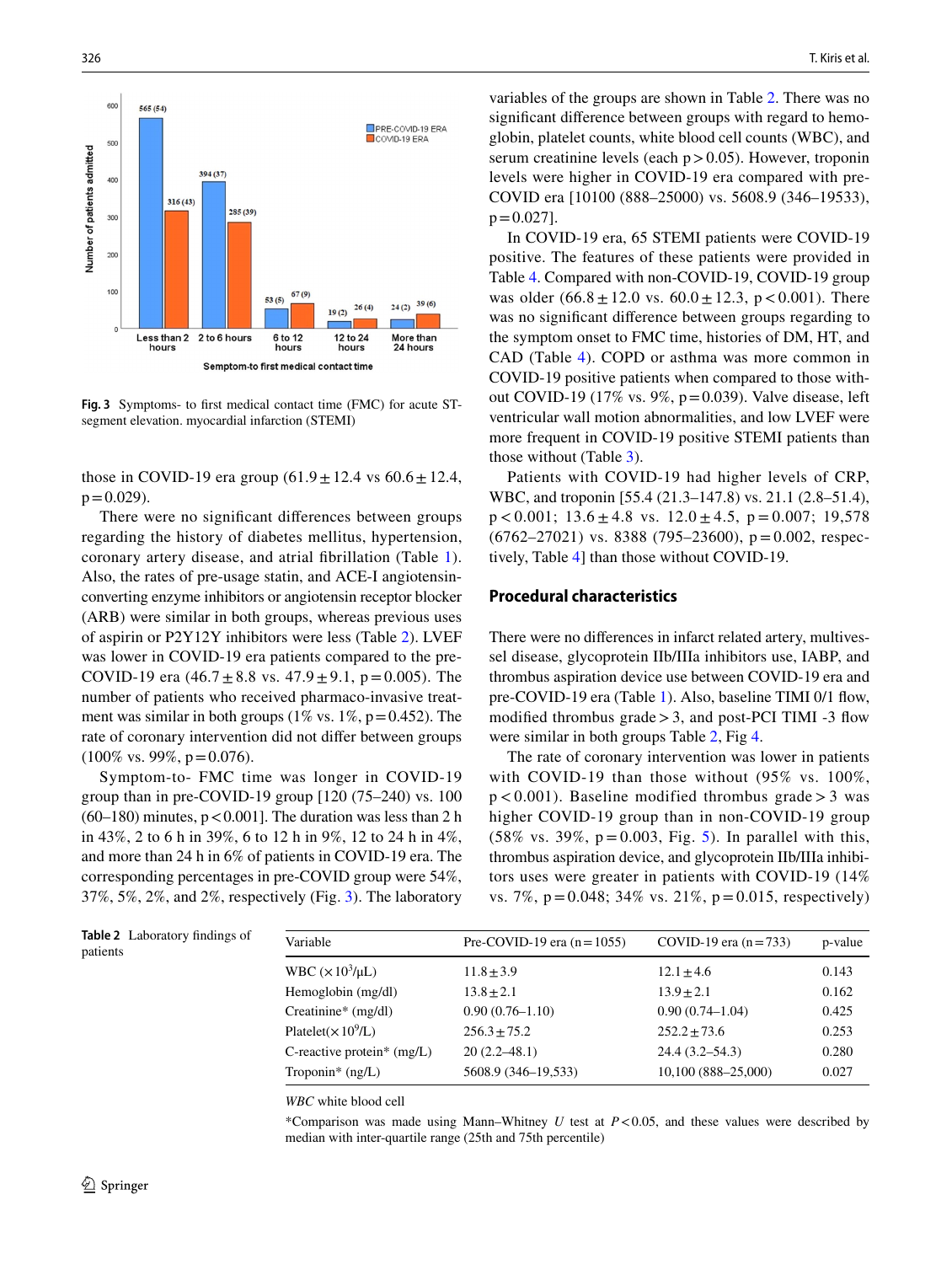Fig. 3 Symptoms- to first medical contact time (FMC) for acute ST-segment elevation. myocardial infarction (STEMI)

those in COVID-19 era group (61.9 ± 12.4 vs 60.6 ± 12.4, p = 0.029).

There were no significant differences between groups regarding the history of diabetes mellitus, hypertension, coronary artery disease, and atrial fibrillation (Table 1). Also, the rates of pre-usage statin, and ACE-I angiotensin-converting enzyme inhibitors or angiotensin receptor blocker (ARB) were similar in both groups, whereas previous uses of aspirin or P2Y12Y inhibitors were less (Table 2). LVEF was lower in COVID-19 era patients compared to the pre-COVID-19 era (46.7 ± 8.8 vs. 47.9 ± 9.1, p = 0.005). The number of patients who received pharmaco-invasive treatment was similar in both groups (1% vs. 1%, p = 0.452). The rate of coronary intervention did not differ between groups (100% vs. 99%, p = 0.076).

Symptom-to- FMC time was longer in COVID-19 group than in pre-COVID-19 group [120 (75–240) vs. 100 (60–180) minutes, p < 0.001]. The duration was less than 2 h in 43%, 2 to 6 h in 39%, 6 to 12 h in 9%, 12 to 24 h in 4%, and more than 24 h in 6% of patients in COVID-19 era. The corresponding percentages in pre-COVID group were 54%, 37%, 5%, 2%, and 2%, respectively (Fig. 3). The laboratory variables of the groups are shown in Table 2. There was no significant difference between groups with regard to hemoglobin, platelet counts, white blood cell counts (WBC), and serum creatinine levels (each p > 0.05). However, troponin levels were higher in COVID-19 era compared with pre-COVID era [10100 (888–25000) vs. 5608.9 (346–19533), p = 0.027].

In COVID-19 era, 65 STEMI patients were COVID-19 positive. The features of these patients were provided in Table 4. Compared with non-COVID-19, COVID-19 group was older (66.8 ± 12.0 vs. 60.0 ± 12.3, p < 0.001). There was no significant difference between groups regarding to the symptom onset to FMC time, histories of DM, HT, and CAD (Table 4). COPD or asthma was more common in COVID-19 positive patients when compared to those without COVID-19 (17% vs. 9%, p = 0.039). Valve disease, left ventricular wall motion abnormalities, and low LVEF were more frequent in COVID-19 positive STEMI patients than those without (Table 3).

Patients with COVID-19 had higher levels of CRP, WBC, and troponin [55.4 (21.3–147.8) vs. 21.1 (2.8–51.4), p < 0.001; 13.6 ± 4.8 vs. 12.0 ± 4.5, p = 0.007; 19,578 (6762–27021) vs. 8388 (795–23600), p = 0.002, respectively, Table 4] than those without COVID-19.

## Procedural characteristics

There were no differences in infarct related artery, multivessel disease, glycoprotein IIb/IIIa inhibitors use, IABP, and thrombus aspiration device use between COVID-19 era and pre-COVID-19 era (Table 1). Also, baseline TIMI 0/1 flow, modified thrombus grade > 3, and post-PCI TIMI -3 flow were similar in both groups Table 2, Fig 4.

The rate of coronary intervention was lower in patients with COVID-19 than those without (95% vs. 100%, p < 0.001). Baseline modified thrombus grade > 3 was higher COVID-19 group than in non-COVID-19 group (58% vs. 39%, p = 0.003, Fig. 5). In parallel with this, thrombus aspiration device, and glycoprotein IIb/IIIa inhibitors uses were greater in patients with COVID-19 (14% vs. 7%, p = 0.048; 34% vs. 21%, p = 0.015, respectively)

**Table 2** Laboratory findings of patients

| Variable | Pre-COVID-19 era (n = 1055) | COVID-19 era (n = 733) | p-value |
|---|---|---|---|
| WBC ($\times 10^3$/μL) | 11.8 ± 3.9 | 12.1 ± 4.6 | 0.143 |
| Hemoglobin (mg/dl) | 13.8 ± 2.1 | 13.9 ± 2.1 | 0.162 |
| Creatinine* (mg/dl) | 0.90 (0.76–1.10) | 0.90 (0.74–1.04) | 0.425 |
| Platelet($\times 10^9$/L) | 256.3 ± 75.2 | 252.2 ± 73.6 | 0.253 |
| C-reactive protein* (mg/L) | 20 (2.2–48.1) | 24.4 (3.2–54.3) | 0.280 |
| Troponin* (ng/L) | 5608.9 (346–19,533) | 10,100 (888–25,000) | 0.027 |

*WBC* white blood cell

*Comparison was made using Mann–Whitney *U* test at $P < 0.05$, and these values were described by median with inter-quartile range (25th and 75th percentile)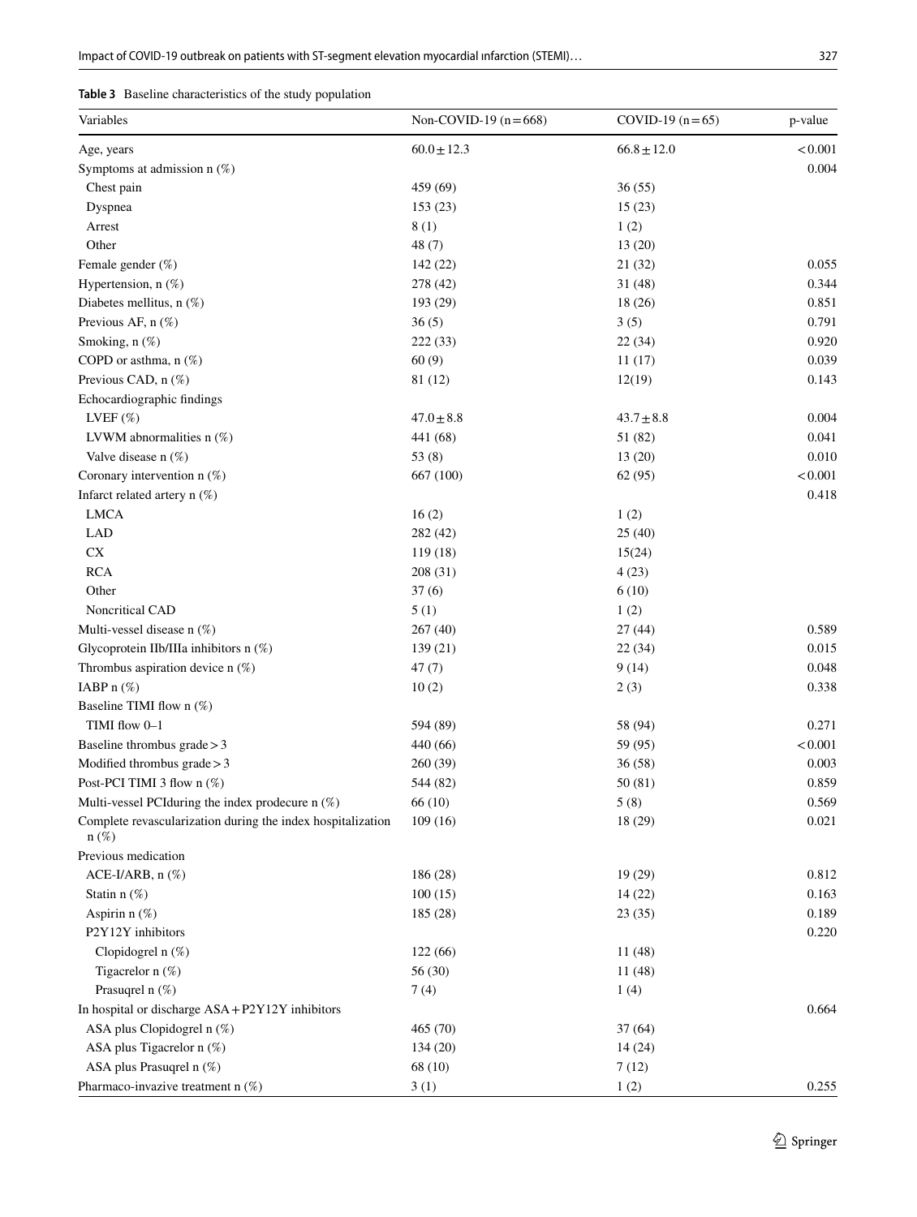**Table 3** Baseline characteristics of the study population

| Variables | Non-COVID-19 (n = 668) | COVID-19 (n = 65) | p-value |
|---|---|---|---|
| Age, years | 60.0 ± 12.3 | 66.8 ± 12.0 | < 0.001 |
| Symptoms at admission n (%) | | | 0.004 |
| Chest pain | 459 (69) | 36 (55) | |
| Dyspnea | 153 (23) | 15 (23) | |
| Arrest | 8 (1) | 1 (2) | |
| Other | 48 (7) | 13 (20) | |
| Female gender (%) | 142 (22) | 21 (32) | 0.055 |
| Hypertension, n (%) | 278 (42) | 31 (48) | 0.344 |
| Diabetes mellitus, n (%) | 193 (29) | 18 (26) | 0.851 |
| Previous AF, n (%) | 36 (5) | 3 (5) | 0.791 |
| Smoking, n (%) | 222 (33) | 22 (34) | 0.920 |
| COPD or asthma, n (%) | 60 (9) | 11 (17) | 0.039 |
| Previous CAD, n (%) | 81 (12) | 12(19) | 0.143 |
| Echocardiographic findings | | | |
| LVEF (%) | 47.0 ± 8.8 | 43.7 ± 8.8 | 0.004 |
| LVWM abnormalities n (%) | 441 (68) | 51 (82) | 0.041 |
| Valve disease n (%) | 53 (8) | 13 (20) | 0.010 |
| Coronary intervention n (%) | 667 (100) | 62 (95) | < 0.001 |
| Infarct related artery n (%) | | | 0.418 |
| LMCA | 16 (2) | 1 (2) | |
| LAD | 282 (42) | 25 (40) | |
| CX | 119 (18) | 15(24) | |
| RCA | 208 (31) | 4 (23) | |
| Other | 37 (6) | 6 (10) | |
| Noncritical CAD | 5 (1) | 1 (2) | |
| Multi-vessel disease n (%) | 267 (40) | 27 (44) | 0.589 |
| Glycoprotein IIb/IIIa inhibitors n (%) | 139 (21) | 22 (34) | 0.015 |
| Thrombus aspiration device n (%) | 47 (7) | 9 (14) | 0.048 |
| IABP n (%) | 10 (2) | 2 (3) | 0.338 |
| Baseline TIMI flow n (%) | | | |
| TIMI flow 0–1 | 594 (89) | 58 (94) | 0.271 |
| Baseline thrombus grade > 3 | 440 (66) | 59 (95) | < 0.001 |
| Modified thrombus grade > 3 | 260 (39) | 36 (58) | 0.003 |
| Post-PCI TIMI 3 flow n (%) | 544 (82) | 50 (81) | 0.859 |
| Multi-vessel PCIduring the index prodecure n (%) | 66 (10) | 5 (8) | 0.569 |
| Complete revascularization during the index hospitalization n (%) | 109 (16) | 18 (29) | 0.021 |
| Previous medication | | | |
| ACE-I/ARB, n (%) | 186 (28) | 19 (29) | 0.812 |
| Statin n (%) | 100 (15) | 14 (22) | 0.163 |
| Aspirin n (%) | 185 (28) | 23 (35) | 0.189 |
| P2Y12Y inhibitors | | | 0.220 |
| Clopidogrel n (%) | 122 (66) | 11 (48) | |
| Tigacrelor n (%) | 56 (30) | 11 (48) | |
| Prasuqrel n (%) | 7 (4) | 1 (4) | |
| In hospital or discharge ASA + P2Y12Y inhibitors | | | 0.664 |
| ASA plus Clopidogrel n (%) | 465 (70) | 37 (64) | |
| ASA plus Tigacrelor n (%) | 134 (20) | 14 (24) | |
| ASA plus Prasuqrel n (%) | 68 (10) | 7 (12) | |
| Pharmaco-invazive treatment n (%) | 3 (1) | 1 (2) | 0.255 |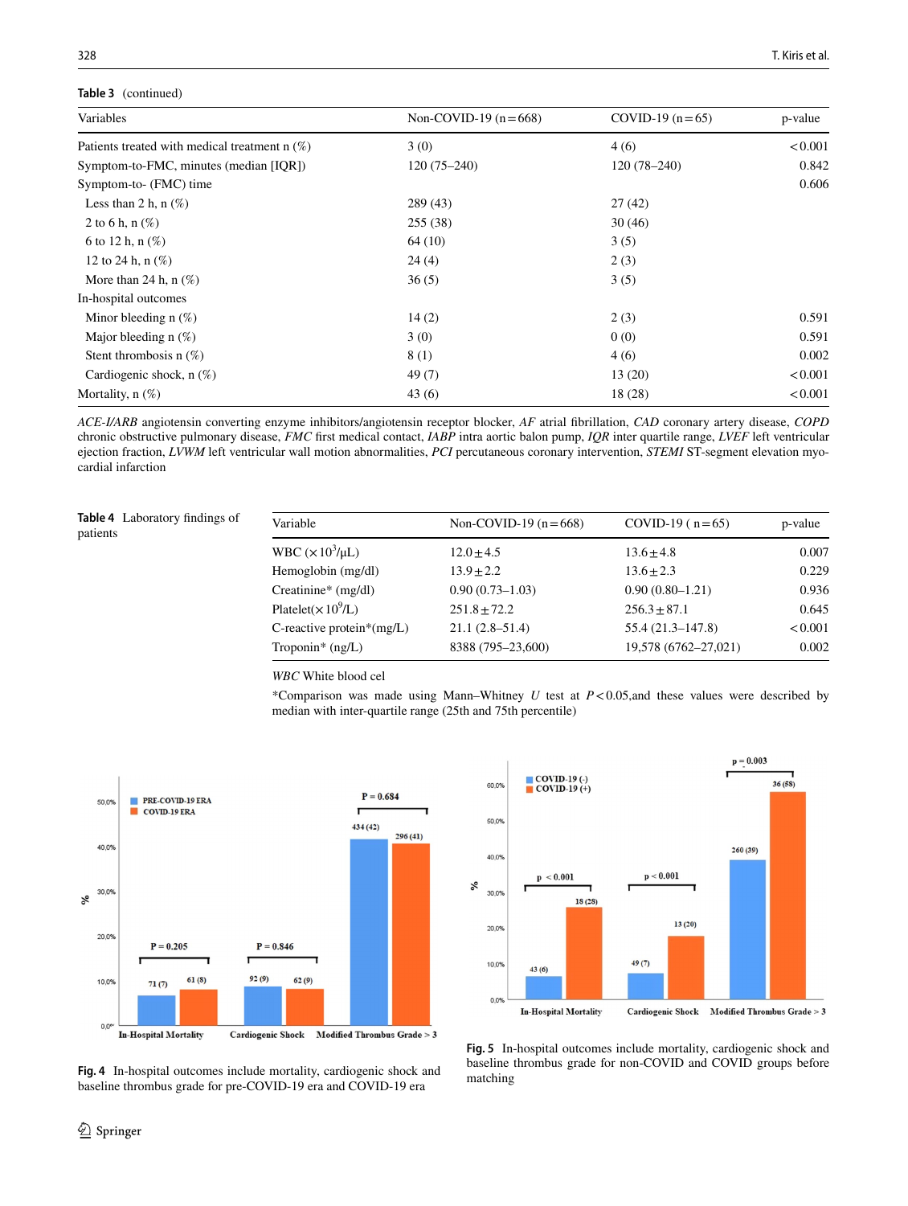**Table 3** (continued)

| Variables | Non-COVID-19 (n=668) | COVID-19 (n=65) | p-value |
|---|---|---|---|
| Patients treated with medical treatment n (%) | 3 (0) | 4 (6) | <0.001 |
| Symptom-to-FMC, minutes (median [IQR]) | 120 (75–240) | 120 (78–240) | 0.842 |
| Symptom-to- (FMC) time | | | 0.606 |
| Less than 2 h, n (%) | 289 (43) | 27 (42) | |
| 2 to 6 h, n (%) | 255 (38) | 30 (46) | |
| 6 to 12 h, n (%) | 64 (10) | 3 (5) | |
| 12 to 24 h, n (%) | 24 (4) | 2 (3) | |
| More than 24 h, n (%) | 36 (5) | 3 (5) | |
| In-hospital outcomes | | | |
| Minor bleeding n (%) | 14 (2) | 2 (3) | 0.591 |
| Major bleeding n (%) | 3 (0) | 0 (0) | 0.591 |
| Stent thrombosis n (%) | 8 (1) | 4 (6) | 0.002 |
| Cardiogenic shock, n (%) | 49 (7) | 13 (20) | <0.001 |
| Mortality, n (%) | 43 (6) | 18 (28) | <0.001 |

*ACE-I/ARB* angiotensin converting enzyme inhibitors/angiotensin receptor blocker, *AF* atrial fibrillation, *CAD* coronary artery disease, *COPD* chronic obstructive pulmonary disease, *FMC* first medical contact, *IABP* intra aortic balon pump, *IQR* inter quartile range, *LVEF* left ventricular ejection fraction, *LVWM* left ventricular wall motion abnormalities, *PCI* percutaneous coronary intervention, *STEMI* ST-segment elevation myocardial infarction

**Table 4** Laboratory findings of patients

| Variable | Non-COVID-19 (n=668) | COVID-19 ( n=65) | p-value |
|---|---|---|---|
| WBC ($\times 10^3/\mu$L) | $12.0 \pm 4.5$ | $13.6 \pm 4.8$ | 0.007 |
| Hemoglobin (mg/dl) | $13.9 \pm 2.2$ | $13.6 \pm 2.3$ | 0.229 |
| Creatinine* (mg/dl) | 0.90 (0.73–1.03) | 0.90 (0.80–1.21) | 0.936 |
| Platelet($\times 10^9$/L) | $251.8 \pm 72.2$ | $256.3 \pm 87.1$ | 0.645 |
| C-reactive protein*(mg/L) | 21.1 (2.8–51.4) | 55.4 (21.3–147.8) | <0.001 |
| Troponin* (ng/L) | 8388 (795–23,600) | 19,578 (6762–27,021) | 0.002 |

*WBC* White blood cel

*Comparison was made using Mann–Whitney *U* test at $P<0.05$,and these values were described by median with inter-quartile range (25th and 75th percentile)

**Fig. 4** In-hospital outcomes include mortality, cardiogenic shock and baseline thrombus grade for pre-COVID-19 era and COVID-19 era

**Fig. 5** In-hospital outcomes include mortality, cardiogenic shock and baseline thrombus grade for non-COVID and COVID groups before matching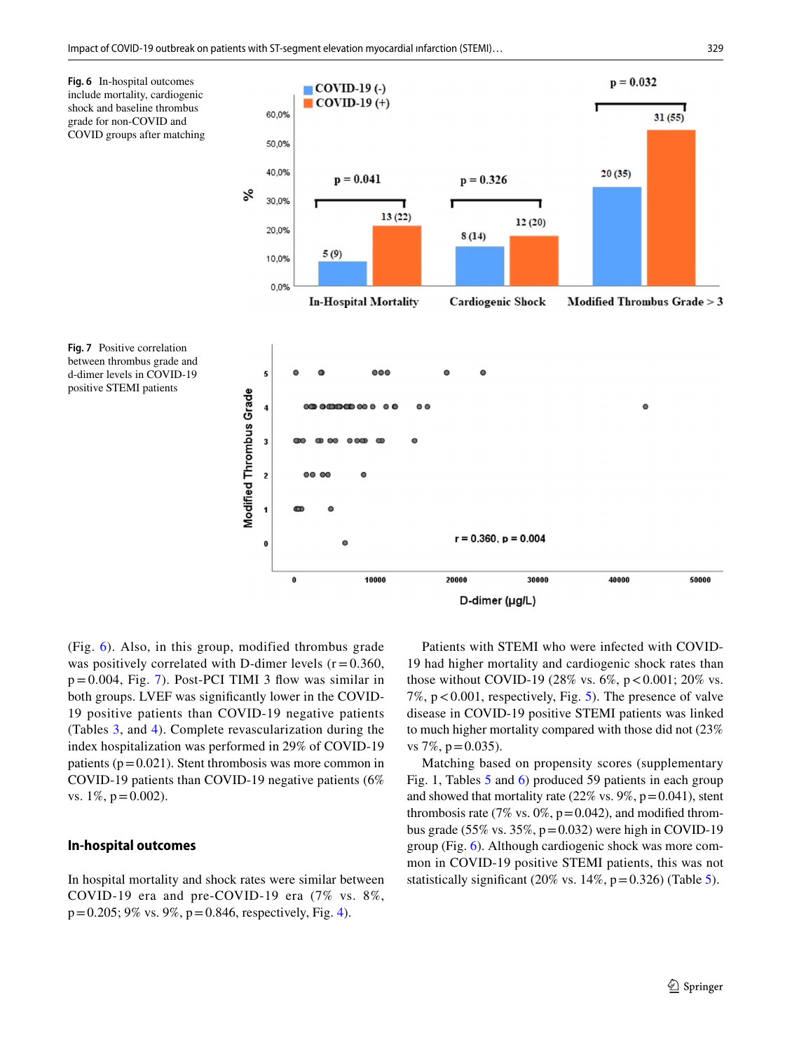**Fig. 6** In-hospital outcomes include mortality, cardiogenic shock and baseline thrombus grade for non-COVID and COVID groups after matching

**Fig. 7** Positive correlation between thrombus grade and d-dimer levels in COVID-19 positive STEMI patients

(Fig. 6). Also, in this group, modified thrombus grade was positively correlated with D-dimer levels ($r = 0.360$, $p = 0.004$, Fig. 7). Post-PCI TIMI 3 flow was similar in both groups. LVEF was significantly lower in the COVID-19 positive patients than COVID-19 negative patients (Tables 3, and 4). Complete revascularization during the index hospitalization was performed in 29% of COVID-19 patients ($p = 0.021$). Stent thrombosis was more common in COVID-19 patients than COVID-19 negative patients (6% vs. 1%, $p = 0.002$).

## In-hospital outcomes

In hospital mortality and shock rates were similar between COVID-19 era and pre-COVID-19 era (7% vs. 8%, $p = 0.205$; 9% vs. 9%, $p = 0.846$, respectively, Fig. 4).

Patients with STEMI who were infected with COVID-19 had higher mortality and cardiogenic shock rates than those without COVID-19 (28% vs. 6%, $p < 0.001$; 20% vs. 7%, $p < 0.001$, respectively, Fig. 5). The presence of valve disease in COVID-19 positive STEMI patients was linked to much higher mortality compared with those did not (23% vs 7%, $p = 0.035$).

Matching based on propensity scores (supplementary Fig. 1, Tables 5 and 6) produced 59 patients in each group and showed that mortality rate (22% vs. 9%, $p = 0.041$), stent thrombosis rate (7% vs. 0%, $p = 0.042$), and modified thrombus grade (55% vs. 35%, $p = 0.032$) were high in COVID-19 group (Fig. 6). Although cardiogenic shock was more common in COVID-19 positive STEMI patients, this was not statistically significant (20% vs. 14%, $p = 0.326$) (Table 5).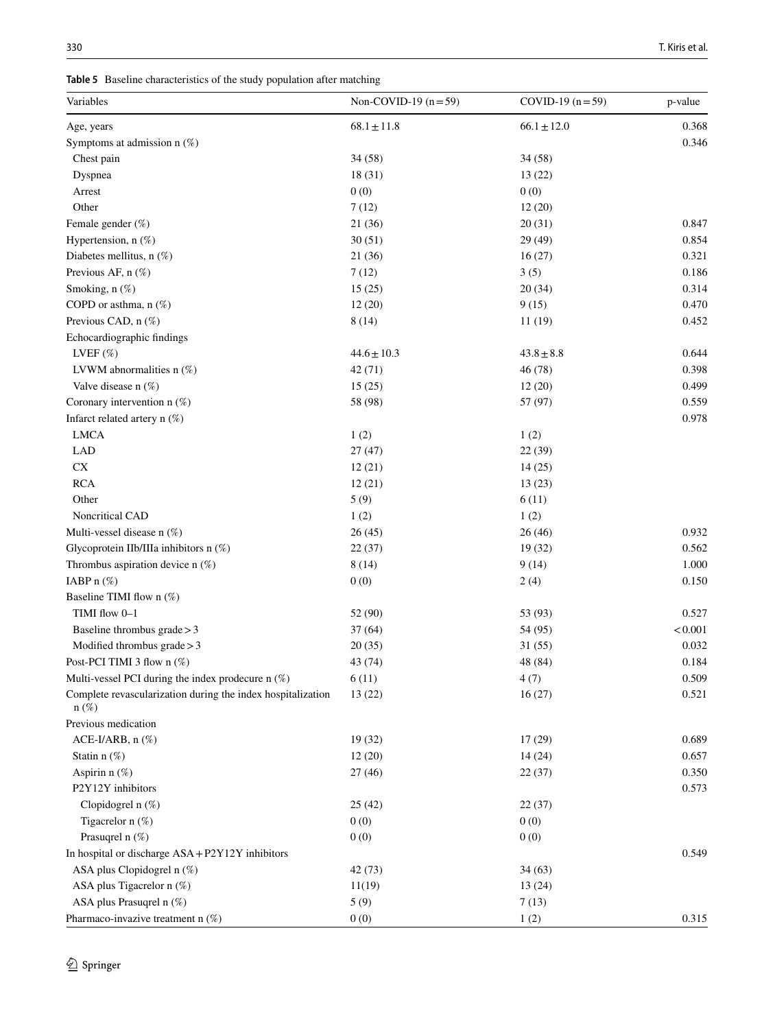**Table 5** Baseline characteristics of the study population after matching

| Variables | Non-COVID-19 (n = 59) | COVID-19 (n = 59) | p-value |
|---|---|---|---|
| Age, years | 68.1 ± 11.8 | 66.1 ± 12.0 | 0.368 |
| Symptoms at admission n (%) | | | 0.346 |
| Chest pain | 34 (58) | 34 (58) | |
| Dyspnea | 18 (31) | 13 (22) | |
| Arrest | 0 (0) | 0 (0) | |
| Other | 7 (12) | 12 (20) | |
| Female gender (%) | 21 (36) | 20 (31) | 0.847 |
| Hypertension, n (%) | 30 (51) | 29 (49) | 0.854 |
| Diabetes mellitus, n (%) | 21 (36) | 16 (27) | 0.321 |
| Previous AF, n (%) | 7 (12) | 3 (5) | 0.186 |
| Smoking, n (%) | 15 (25) | 20 (34) | 0.314 |
| COPD or asthma, n (%) | 12 (20) | 9 (15) | 0.470 |
| Previous CAD, n (%) | 8 (14) | 11 (19) | 0.452 |
| Echocardiographic findings | | | |
| LVEF (%) | 44.6 ± 10.3 | 43.8 ± 8.8 | 0.644 |
| LVWM abnormalities n (%) | 42 (71) | 46 (78) | 0.398 |
| Valve disease n (%) | 15 (25) | 12 (20) | 0.499 |
| Coronary intervention n (%) | 58 (98) | 57 (97) | 0.559 |
| Infarct related artery n (%) | | | 0.978 |
| LMCA | 1 (2) | 1 (2) | |
| LAD | 27 (47) | 22 (39) | |
| CX | 12 (21) | 14 (25) | |
| RCA | 12 (21) | 13 (23) | |
| Other | 5 (9) | 6 (11) | |
| Noncritical CAD | 1 (2) | 1 (2) | |
| Multi-vessel disease n (%) | 26 (45) | 26 (46) | 0.932 |
| Glycoprotein IIb/IIIa inhibitors n (%) | 22 (37) | 19 (32) | 0.562 |
| Thrombus aspiration device n (%) | 8 (14) | 9 (14) | 1.000 |
| IABP n (%) | 0 (0) | 2 (4) | 0.150 |
| Baseline TIMI flow n (%) | | | |
| TIMI flow 0–1 | 52 (90) | 53 (93) | 0.527 |
| Baseline thrombus grade > 3 | 37 (64) | 54 (95) | < 0.001 |
| Modified thrombus grade > 3 | 20 (35) | 31 (55) | 0.032 |
| Post-PCI TIMI 3 flow n (%) | 43 (74) | 48 (84) | 0.184 |
| Multi-vessel PCI during the index prodecure n (%) | 6 (11) | 4 (7) | 0.509 |
| Complete revascularization during the index hospitalization n (%) | 13 (22) | 16 (27) | 0.521 |
| Previous medication | | | |
| ACE-I/ARB, n (%) | 19 (32) | 17 (29) | 0.689 |
| Statin n (%) | 12 (20) | 14 (24) | 0.657 |
| Aspirin n (%) | 27 (46) | 22 (37) | 0.350 |
| P2Y12Y inhibitors | | | 0.573 |
| Clopidogrel n (%) | 25 (42) | 22 (37) | |
| Tigacrelor n (%) | 0 (0) | 0 (0) | |
| Prasuqrel n (%) | 0 (0) | 0 (0) | |
| In hospital or discharge ASA + P2Y12Y inhibitors | | | 0.549 |
| ASA plus Clopidogrel n (%) | 42 (73) | 34 (63) | |
| ASA plus Tigacrelor n (%) | 11(19) | 13 (24) | |
| ASA plus Prasuqrel n (%) | 5 (9) | 7 (13) | |
| Pharmaco-invazive treatment n (%) | 0 (0) | 1 (2) | 0.315 |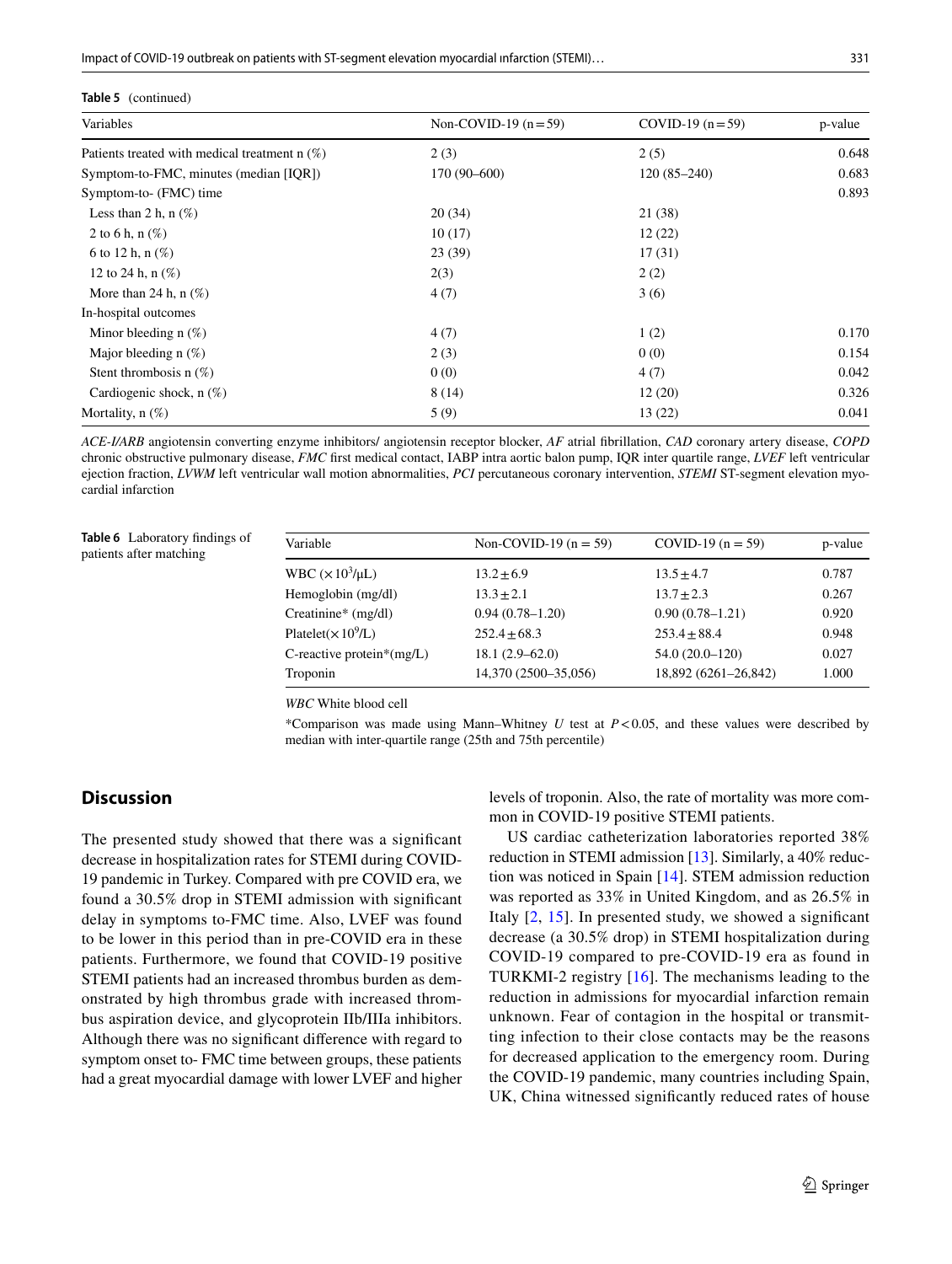**Table 5** (continued)

| Variables | Non-COVID-19 (n = 59) | COVID-19 (n = 59) | p-value |
|---|---|---|---|
| Patients treated with medical treatment n (%) | 2 (3) | 2 (5) | 0.648 |
| Symptom-to-FMC, minutes (median [IQR]) | 170 (90–600) | 120 (85–240) | 0.683 |
| Symptom-to- (FMC) time | | | 0.893 |
| Less than 2 h, n (%) | 20 (34) | 21 (38) | |
| 2 to 6 h, n (%) | 10 (17) | 12 (22) | |
| 6 to 12 h, n (%) | 23 (39) | 17 (31) | |
| 12 to 24 h, n (%) | 2(3) | 2 (2) | |
| More than 24 h, n (%) | 4 (7) | 3 (6) | |
| In-hospital outcomes | | | |
| Minor bleeding n (%) | 4 (7) | 1 (2) | 0.170 |
| Major bleeding n (%) | 2 (3) | 0 (0) | 0.154 |
| Stent thrombosis n (%) | 0 (0) | 4 (7) | 0.042 |
| Cardiogenic shock, n (%) | 8 (14) | 12 (20) | 0.326 |
| Mortality, n (%) | 5 (9) | 13 (22) | 0.041 |

*ACE-I/ARB* angiotensin converting enzyme inhibitors/ angiotensin receptor blocker, *AF* atrial fibrillation, *CAD* coronary artery disease, *COPD* chronic obstructive pulmonary disease, *FMC* first medical contact, IABP intra aortic balon pump, IQR inter quartile range, *LVEF* left ventricular ejection fraction, *LVWM* left ventricular wall motion abnormalities, *PCI* percutaneous coronary intervention, *STEMI* ST-segment elevation myocardial infarction

**Table 6** Laboratory findings of patients after matching

| Variable | Non-COVID-19 (n = 59) | COVID-19 (n = 59) | p-value |
|---|---|---|---|
| WBC ($\times 10^3/\mu L$) | 13.2 ± 6.9 | 13.5 ± 4.7 | 0.787 |
| Hemoglobin (mg/dl) | 13.3 ± 2.1 | 13.7 ± 2.3 | 0.267 |
| Creatinine* (mg/dl) | 0.94 (0.78–1.20) | 0.90 (0.78–1.21) | 0.920 |
| Platelet($\times 10^9$/L) | 252.4 ± 68.3 | 253.4 ± 88.4 | 0.948 |
| C-reactive protein*(mg/L) | 18.1 (2.9–62.0) | 54.0 (20.0–120) | 0.027 |
| Troponin | 14,370 (2500–35,056) | 18,892 (6261–26,842) | 1.000 |

*WBC* White blood cell

*Comparison was made using Mann–Whitney *U* test at $P < 0.05$, and these values were described by median with inter-quartile range (25th and 75th percentile)

## Discussion

The presented study showed that there was a significant decrease in hospitalization rates for STEMI during COVID-19 pandemic in Turkey. Compared with pre COVID era, we found a 30.5% drop in STEMI admission with significant delay in symptoms to-FMC time. Also, LVEF was found to be lower in this period than in pre-COVID era in these patients. Furthermore, we found that COVID-19 positive STEMI patients had an increased thrombus burden as demonstrated by high thrombus grade with increased thrombus aspiration device, and glycoprotein IIb/IIIa inhibitors. Although there was no significant difference with regard to symptom onset to- FMC time between groups, these patients had a great myocardial damage with lower LVEF and higher levels of troponin. Also, the rate of mortality was more common in COVID-19 positive STEMI patients.

US cardiac catheterization laboratories reported 38% reduction in STEMI admission [13]. Similarly, a 40% reduction was noticed in Spain [14]. STEM admission reduction was reported as 33% in United Kingdom, and as 26.5% in Italy [2, 15]. In presented study, we showed a significant decrease (a 30.5% drop) in STEMI hospitalization during COVID-19 compared to pre-COVID-19 era as found in TURKMI-2 registry [16]. The mechanisms leading to the reduction in admissions for myocardial infarction remain unknown. Fear of contagion in the hospital or transmitting infection to their close contacts may be the reasons for decreased application to the emergency room. During the COVID-19 pandemic, many countries including Spain, UK, China witnessed significantly reduced rates of house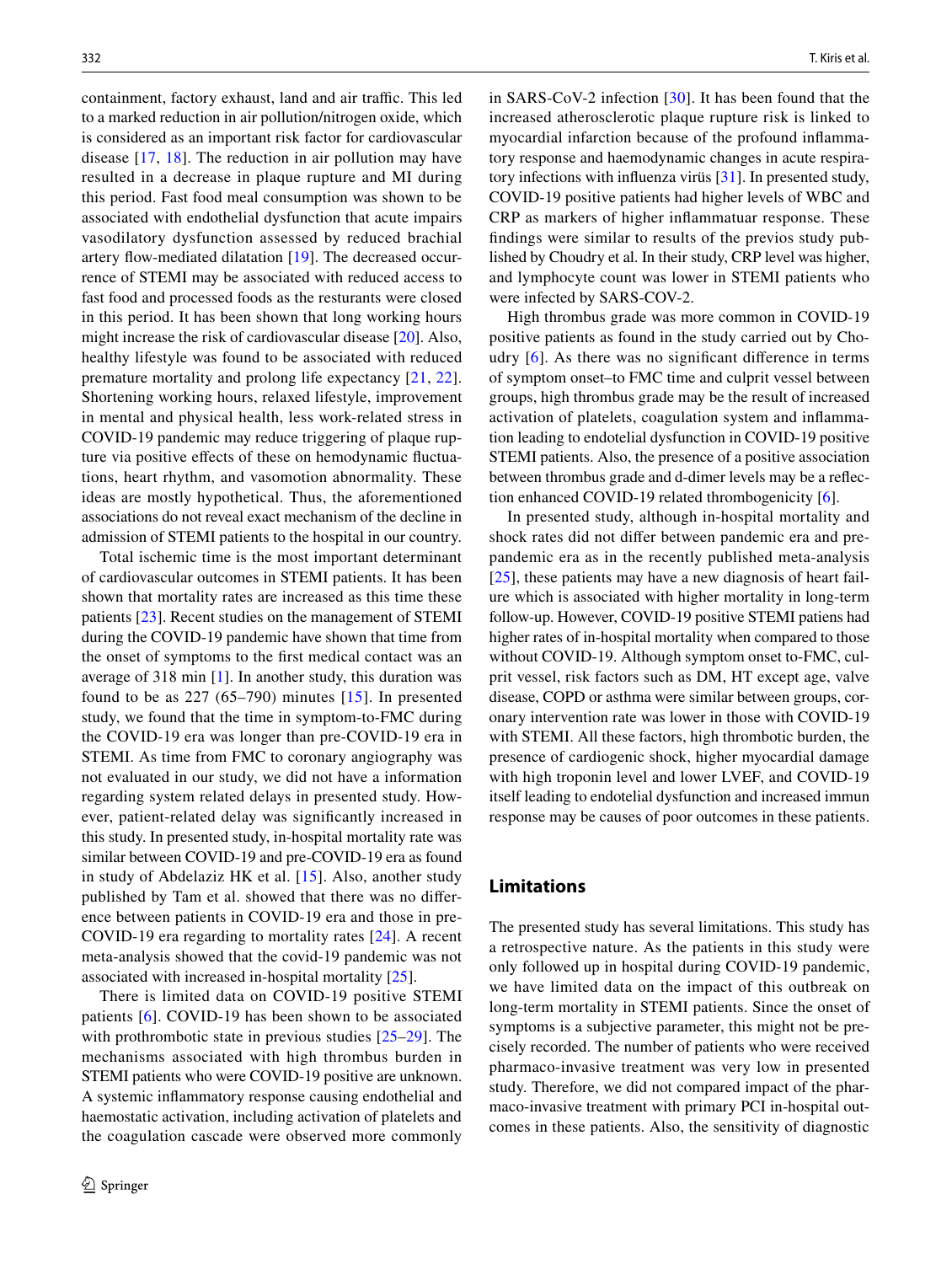containment, factory exhaust, land and air traffic. This led to a marked reduction in air pollution/nitrogen oxide, which is considered as an important risk factor for cardiovascular disease [17, 18]. The reduction in air pollution may have resulted in a decrease in plaque rupture and MI during this period. Fast food meal consumption was shown to be associated with endothelial dysfunction that acute impairs vasodilatory dysfunction assessed by reduced brachial artery flow-mediated dilatation [19]. The decreased occurrence of STEMI may be associated with reduced access to fast food and processed foods as the resturants were closed in this period. It has been shown that long working hours might increase the risk of cardiovascular disease [20]. Also, healthy lifestyle was found to be associated with reduced premature mortality and prolong life expectancy [21, 22]. Shortening working hours, relaxed lifestyle, improvement in mental and physical health, less work-related stress in COVID-19 pandemic may reduce triggering of plaque rupture via positive effects of these on hemodynamic fluctuations, heart rhythm, and vasomotion abnormality. These ideas are mostly hypothetical. Thus, the aforementioned associations do not reveal exact mechanism of the decline in admission of STEMI patients to the hospital in our country.

Total ischemic time is the most important determinant of cardiovascular outcomes in STEMI patients. It has been shown that mortality rates are increased as this time these patients [23]. Recent studies on the management of STEMI during the COVID-19 pandemic have shown that time from the onset of symptoms to the first medical contact was an average of 318 min [1]. In another study, this duration was found to be as 227 (65–790) minutes [15]. In presented study, we found that the time in symptom-to-FMC during the COVID-19 era was longer than pre-COVID-19 era in STEMI. As time from FMC to coronary angiography was not evaluated in our study, we did not have a information regarding system related delays in presented study. However, patient-related delay was significantly increased in this study. In presented study, in-hospital mortality rate was similar between COVID-19 and pre-COVID-19 era as found in study of Abdelaziz HK et al. [15]. Also, another study published by Tam et al. showed that there was no difference between patients in COVID-19 era and those in pre-COVID-19 era regarding to mortality rates [24]. A recent meta-analysis showed that the covid-19 pandemic was not associated with increased in-hospital mortality [25].

There is limited data on COVID-19 positive STEMI patients [6]. COVID-19 has been shown to be associated with prothrombotic state in previous studies [25–29]. The mechanisms associated with high thrombus burden in STEMI patients who were COVID-19 positive are unknown. A systemic inflammatory response causing endothelial and haemostatic activation, including activation of platelets and the coagulation cascade were observed more commonly in SARS-CoV-2 infection [30]. It has been found that the increased atherosclerotic plaque rupture risk is linked to myocardial infarction because of the profound inflammatory response and haemodynamic changes in acute respiratory infections with influenza virüs [31]. In presented study, COVID-19 positive patients had higher levels of WBC and CRP as markers of higher inflammatuar response. These findings were similar to results of the previos study published by Choudry et al. In their study, CRP level was higher, and lymphocyte count was lower in STEMI patients who were infected by SARS-COV-2.

High thrombus grade was more common in COVID-19 positive patients as found in the study carried out by Choudry [6]. As there was no significant difference in terms of symptom onset–to FMC time and culprit vessel between groups, high thrombus grade may be the result of increased activation of platelets, coagulation system and inflammation leading to endotelial dysfunction in COVID-19 positive STEMI patients. Also, the presence of a positive association between thrombus grade and d-dimer levels may be a reflection enhanced COVID-19 related thrombogenicity [6].

In presented study, although in-hospital mortality and shock rates did not differ between pandemic era and pre-pandemic era as in the recently published meta-analysis [25], these patients may have a new diagnosis of heart failure which is associated with higher mortality in long-term follow-up. However, COVID-19 positive STEMI patiens had higher rates of in-hospital mortality when compared to those without COVID-19. Although symptom onset to-FMC, culprit vessel, risk factors such as DM, HT except age, valve disease, COPD or asthma were similar between groups, coronary intervention rate was lower in those with COVID-19 with STEMI. All these factors, high thrombotic burden, the presence of cardiogenic shock, higher myocardial damage with high troponin level and lower LVEF, and COVID-19 itself leading to endotelial dysfunction and increased immun response may be causes of poor outcomes in these patients.

## Limitations

The presented study has several limitations. This study has a retrospective nature. As the patients in this study were only followed up in hospital during COVID-19 pandemic, we have limited data on the impact of this outbreak on long-term mortality in STEMI patients. Since the onset of symptoms is a subjective parameter, this might not be precisely recorded. The number of patients who were received pharmaco-invasive treatment was very low in presented study. Therefore, we did not compared impact of the pharmaco-invasive treatment with primary PCI in-hospital outcomes in these patients. Also, the sensitivity of diagnostic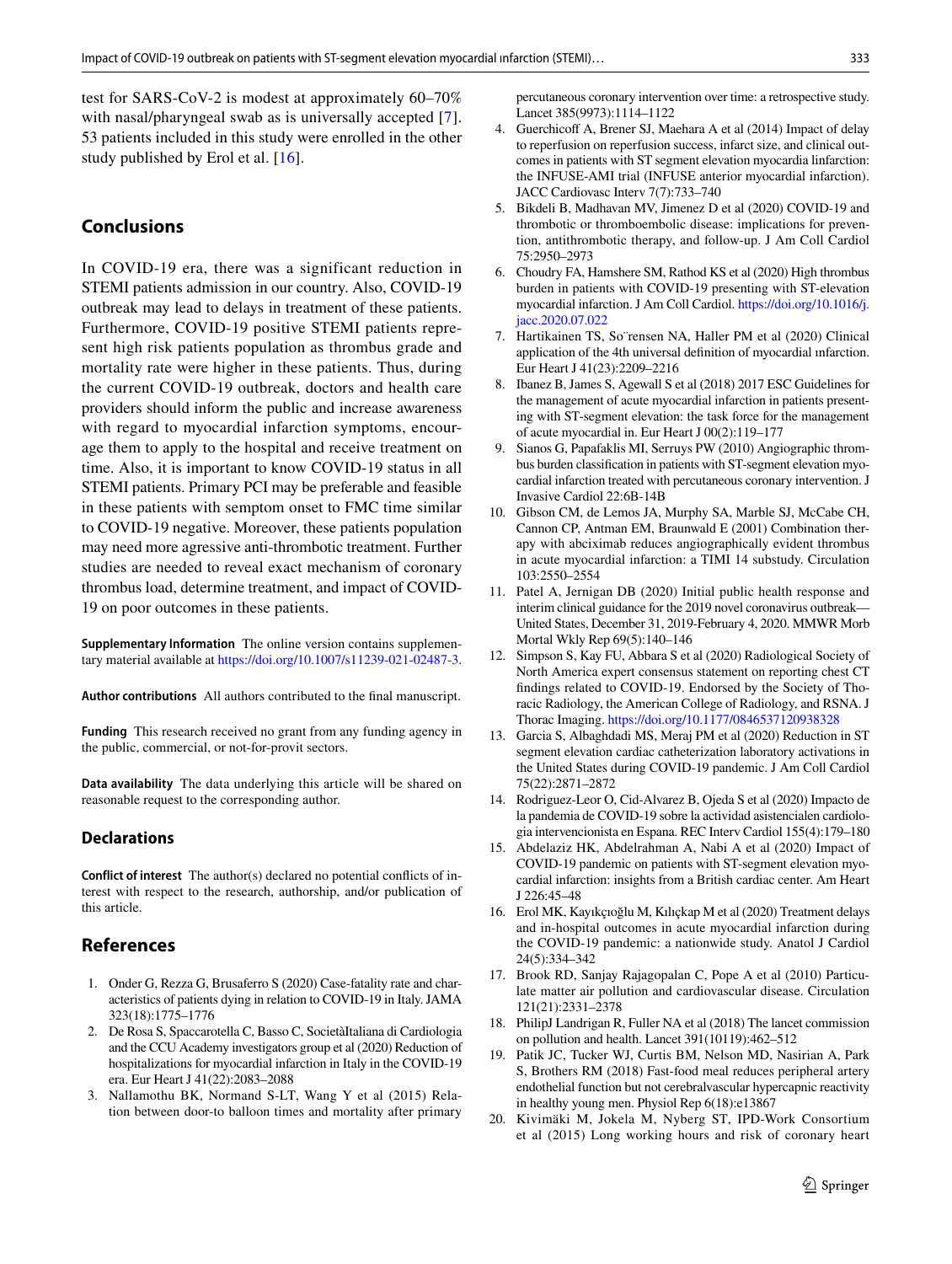test for SARS-CoV-2 is modest at approximately 60–70% with nasal/pharyngeal swab as is universally accepted [7]. 53 patients included in this study were enrolled in the other study published by Erol et al. [16].

## Conclusions

In COVID-19 era, there was a significant reduction in STEMI patients admission in our country. Also, COVID-19 outbreak may lead to delays in treatment of these patients. Furthermore, COVID-19 positive STEMI patients represent high risk patients population as thrombus grade and mortality rate were higher in these patients. Thus, during the current COVID-19 outbreak, doctors and health care providers should inform the public and increase awareness with regard to myocardial infarction symptoms, encourage them to apply to the hospital and receive treatment on time. Also, it is important to know COVID-19 status in all STEMI patients. Primary PCI may be preferable and feasible in these patients with semptom onset to FMC time similar to COVID-19 negative. Moreover, these patients population may need more agressive anti-thrombotic treatment. Further studies are needed to reveal exact mechanism of coronary thrombus load, determine treatment, and impact of COVID-19 on poor outcomes in these patients.

**Supplementary Information** The online version contains supplementary material available at https://doi.org/10.1007/s11239-021-02487-3.

**Author contributions** All authors contributed to the final manuscript.

**Funding** This research received no grant from any funding agency in the public, commercial, or not-for-provit sectors.

**Data availability** The data underlying this article will be shared on reasonable request to the corresponding author.

## Declarations

**Conflict of interest** The author(s) declared no potential conflicts of interest with respect to the research, authorship, and/or publication of this article.

## References

1. Onder G, Rezza G, Brusaferro S (2020) Case-fatality rate and characteristics of patients dying in relation to COVID-19 in Italy. JAMA 323(18):1775–1776
2. De Rosa S, Spaccarotella C, Basso C, SocietàItaliana di Cardiologia and the CCU Academy investigators group et al (2020) Reduction of hospitalizations for myocardial infarction in Italy in the COVID-19 era. Eur Heart J 41(22):2083–2088
3. Nallamothu BK, Normand S-LT, Wang Y et al (2015) Relation between door-to balloon times and mortality after primary percutaneous coronary intervention over time: a retrospective study. Lancet 385(9973):1114–1122
4. Guerchicoff A, Brener SR, Maehara A et al (2014) Impact of delay to reperfusion on reperfusion success, infarct size, and clinical outcomes in patients with ST segment elevation myocardia linfarction: the INFUSE-AMI trial (INFUSE anterior myocardial infarction). JACC Cardiovasc Interv 7(7):733–740
5. Bikdeli B, Madhavan MV, Jimenez D et al (2020) COVID-19 and thrombotic or thromboembolic disease: implications for prevention, antithrombotic therapy, and follow-up. J Am Coll Cardiol 75:2950–2973
6. Choudry FA, Hamshere SM, Rathod KS et al (2020) High thrombus burden in patients with COVID-19 presenting with ST-elevation myocardial infarction. J Am Coll Cardiol. https://doi.org/10.1016/j.jacc.2020.07.022
7. Hartikainen TS, So¨rensen NA, Haller PM et al (2020) Clinical application of the 4th universal definition of myocardial ınfarction. Eur Heart J 41(23):2209–2216
8. Ibanez B, James S, Agewall S et al (2018) 2017 ESC Guidelines for the management of acute myocardial infarction in patients presenting with ST-segment elevation: the task force for the management of acute myocardial in. Eur Heart J 00(2):119–177
9. Sianos G, Papafaklis MI, Serruys PW (2010) Angiographic thrombus burden classification in patients with ST-segment elevation myocardial infarction treated with percutaneous coronary intervention. J Invasive Cardiol 22:6B-14B
10. Gibson CM, de Lemos JA, Murphy SA, Marble SJ, McCabe CH, Cannon CP, Antman EM, Braunwald E (2001) Combination therapy with abciximab reduces angiographically evident thrombus in acute myocardial infarction: a TIMI 14 substudy. Circulation 103:2550–2554
11. Patel A, Jernigan DB (2020) Initial public health response and interim clinical guidance for the 2019 novel coronavirus outbreak—United States, December 31, 2019-February 4, 2020. MMWR Morb Mortal Wkly Rep 69(5):140–146
12. Simpson S, Kay FU, Abbara S et al (2020) Radiological Society of North America expert consensus statement on reporting chest CT findings related to COVID-19. Endorsed by the Society of Thoracic Radiology, the American College of Radiology, and RSNA. J Thorac Imaging. https://doi.org/10.1177/0846537120938328
13. Garcia S, Albaghdadi MS, Meraj PM et al (2020) Reduction in ST segment elevation cardiac catheterization laboratory activations in the United States during COVID-19 pandemic. J Am Coll Cardiol 75(22):2871–2872
14. Rodriguez-Leor O, Cid-Alvarez B, Ojeda S et al (2020) Impacto de la pandemia de COVID-19 sobre la actividad asistencialen cardiologia intervencionista en Espana. REC Interv Cardiol 155(4):179–180
15. Abdelaziz HK, Abdelrahman A, Nabi A et al (2020) Impact of COVID-19 pandemic on patients with ST-segment elevation myocardial infarction: insights from a British cardiac center. Am Heart J 226:45–48
16. Erol MK, Kayıkçıoğlu M, Kılıçkap M et al (2020) Treatment delays and in-hospital outcomes in acute myocardial infarction during the COVID-19 pandemic: a nationwide study. Anatol J Cardiol 24(5):334–342
17. Brook RD, Sanjay Rajagopalan C, Pope A et al (2010) Particulate matter air pollution and cardiovascular disease. Circulation 121(21):2331–2378
18. PhilipJ Landrigan R, Fuller NA et al (2018) The lancet commission on pollution and health. Lancet 391(10119):462–512
19. Patik JC, Tucker WJ, Curtis BM, Nelson MD, Nasirian A, Park S, Brothers RM (2018) Fast-food meal reduces peripheral artery endothelial function but not cerebralvascular hypercapnic reactivity in healthy young men. Physiol Rep 6(18):e13867
20. Kivimäki M, Jokela M, Nyberg ST, IPD-Work Consortium et al (2015) Long working hours and risk of coronary heart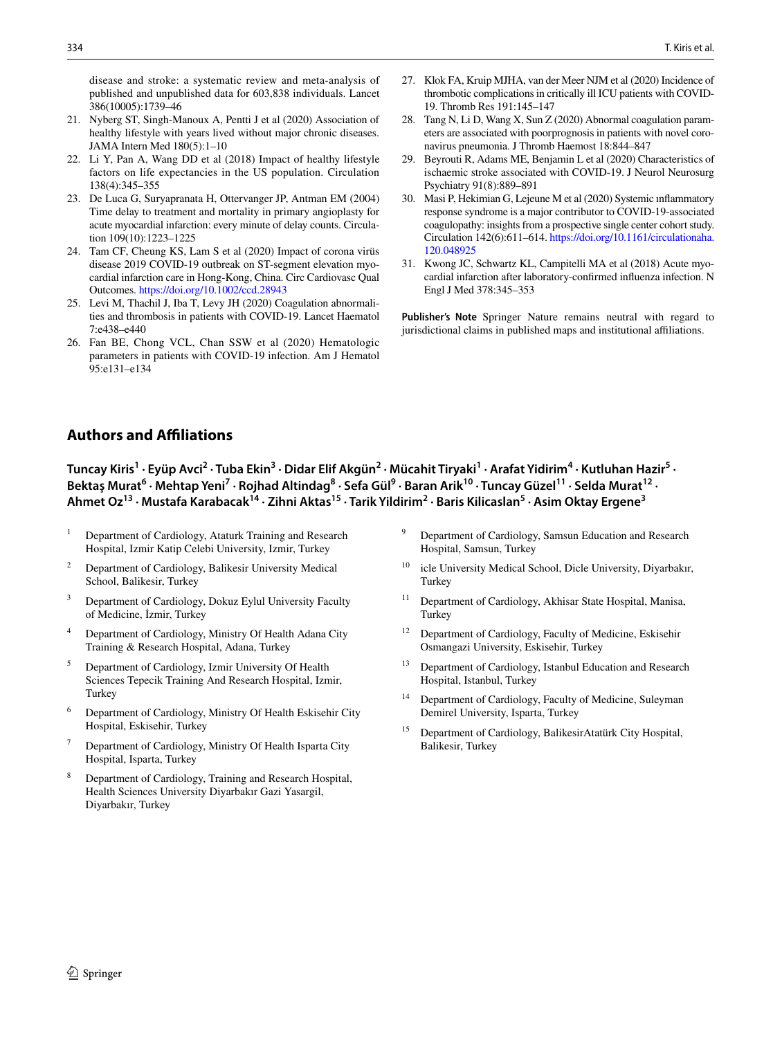disease and stroke: a systematic review and meta-analysis of published and unpublished data for 603,838 individuals. Lancet 386(10005):1739–46

21. Nyberg ST, Singh-Manoux A, Pentti J et al (2020) Association of healthy lifestyle with years lived without major chronic diseases. JAMA Intern Med 180(5):1–10
22. Li Y, Pan A, Wang DD et al (2018) Impact of healthy lifestyle factors on life expectancies in the US population. Circulation 138(4):345–355
23. De Luca G, Suryapranata H, Ottervanger JP, Antman EM (2004) Time delay to treatment and mortality in primary angioplasty for acute myocardial infarction: every minute of delay counts. Circulation 109(10):1223–1225
24. Tam CF, Cheung KS, Lam S et al (2020) Impact of corona virüs disease 2019 COVID-19 outbreak on ST-segment elevation myocardial infarction care in Hong-Kong, China. Circ Cardiovasc Qual Outcomes. https://doi.org/10.1002/ccd.28943
25. Levi M, Thachil J, Iba T, Levy JH (2020) Coagulation abnormalities and thrombosis in patients with COVID-19. Lancet Haematol 7:e438–e440
26. Fan BE, Chong VCL, Chan SSW et al (2020) Hematologic parameters in patients with COVID-19 infection. Am J Hematol 95:e131–e134
27. Klok FA, Kruip MJHA, van der Meer NJM et al (2020) Incidence of thrombotic complications in critically ill ICU patients with COVID-19. Thromb Res 191:145–147
28. Tang N, Li D, Wang X, Sun Z (2020) Abnormal coagulation parameters are associated with poorprognosis in patients with novel coronavirus pneumonia. J Thromb Haemost 18:844–847
29. Beyrouti R, Adams ME, Benjamin L et al (2020) Characteristics of ischaemic stroke associated with COVID-19. J Neurol Neurosurg Psychiatry 91(8):889–891
30. Masi P, Hekimian G, Lejeune M et al (2020) Systemic ınflammatory response syndrome is a major contributor to COVID-19-associated coagulopathy: insights from a prospective single center cohort study. Circulation 142(6):611–614. https://doi.org/10.1161/circulationaha.120.048925
31. Kwong JC, Schwartz KL, Campitelli MA et al (2018) Acute myocardial infarction after laboratory-confirmed influenza infection. N Engl J Med 378:345–353

**Publisher's Note** Springer Nature remains neutral with regard to jurisdictional claims in published maps and institutional affiliations.

## Authors and Affiliations

**Tuncay Kiris[1] · Eyüp Avci[2] · Tuba Ekin[3] · Didar Elif Akgün[2] · Mücahit Tiryaki[1] · Arafat Yidirim[4] · Kutluhan Hazir[5] · Bektaş Murat[6] · Mehtap Yeni[7] · Rojhad Altindag[8] · Sefa Gül[9] · Baran Arik[10] · Tuncay Güzel[11] · Selda Murat[12] · Ahmet Oz[13] · Mustafa Karabacak[14] · Zihni Aktas[15] · Tarik Yildirim[2] · Baris Kilicaslan[5] · Asim Oktay Ergene[3]**

[1] Department of Cardiology, Ataturk Training and Research Hospital, Izmir Katip Celebi University, Izmir, Turkey

[2] Department of Cardiology, Balikesir University Medical School, Balikesir, Turkey

[3] Department of Cardiology, Dokuz Eylul University Faculty of Medicine, İzmir, Turkey

[4] Department of Cardiology, Ministry Of Health Adana City Training & Research Hospital, Adana, Turkey

[5] Department of Cardiology, Izmir University Of Health Sciences Tepecik Training And Research Hospital, Izmir, Turkey

[6] Department of Cardiology, Ministry Of Health Eskisehir City Hospital, Eskisehir, Turkey

[7] Department of Cardiology, Ministry Of Health Isparta City Hospital, Isparta, Turkey

[8] Department of Cardiology, Training and Research Hospital, Health Sciences University Diyarbakır Gazi Yasargil, Diyarbakır, Turkey

[9] Department of Cardiology, Samsun Education and Research Hospital, Samsun, Turkey

[10] icle University Medical School, Dicle University, Diyarbakır, Turkey

[11] Department of Cardiology, Akhisar State Hospital, Manisa, Turkey

[12] Department of Cardiology, Faculty of Medicine, Eskisehir Osmangazi University, Eskisehir, Turkey

[13] Department of Cardiology, Istanbul Education and Research Hospital, Istanbul, Turkey

[14] Department of Cardiology, Faculty of Medicine, Suleyman Demirel University, Isparta, Turkey

[15] Department of Cardiology, BalikesirAtatürk City Hospital, Balikesir, Turkey